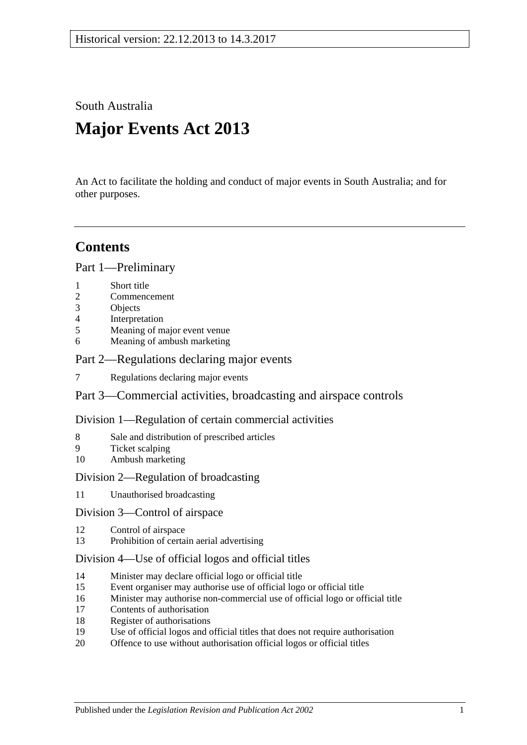Historical version: 22.12.2013 to 14.3.2017

South Australia

# Major Events Act 2013

An Act to facilitate the holding and conduct of major events in South Australia; and for other purposes.

---

## Contents

### Part 1—Preliminary

1 Short title
2 Commencement
3 Objects
4 Interpretation
5 Meaning of major event venue
6 Meaning of ambush marketing

### Part 2—Regulations declaring major events

7 Regulations declaring major events

### Part 3—Commercial activities, broadcasting and airspace controls

#### Division 1—Regulation of certain commercial activities

8 Sale and distribution of prescribed articles
9 Ticket scalping
10 Ambush marketing

#### Division 2—Regulation of broadcasting

11 Unauthorised broadcasting

#### Division 3—Control of airspace

12 Control of airspace
13 Prohibition of certain aerial advertising

#### Division 4—Use of official logos and official titles

14 Minister may declare official logo or official title
15 Event organiser may authorise use of official logo or official title
16 Minister may authorise non-commercial use of official logo or official title
17 Contents of authorisation
18 Register of authorisations
19 Use of official logos and official titles that does not require authorisation
20 Offence to use without authorisation official logos or official titles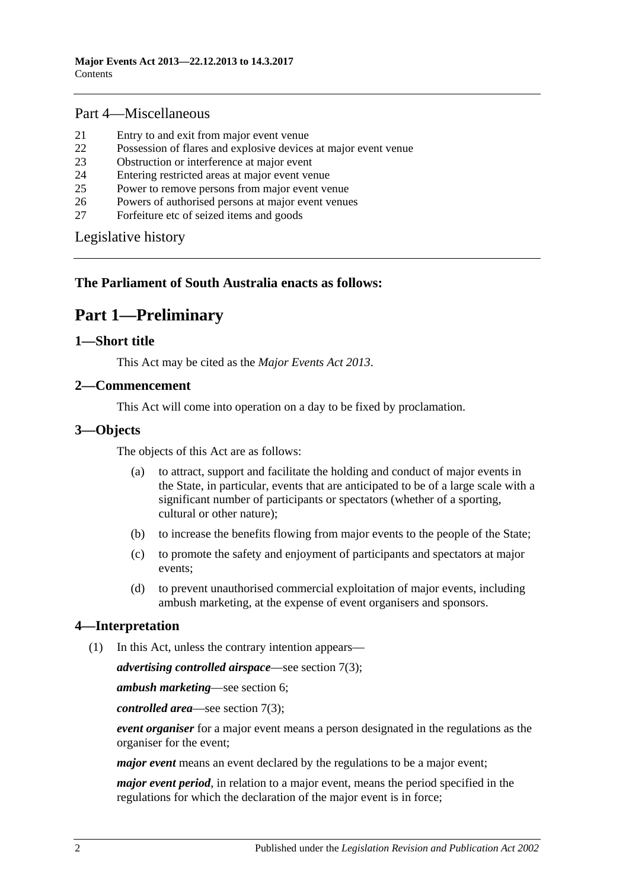## Part 4—Miscellaneous

21 Entry to and exit from major event venue
22 Possession of flares and explosive devices at major event venue
23 Obstruction or interference at major event
24 Entering restricted areas at major event venue
25 Power to remove persons from major event venue
26 Powers of authorised persons at major event venues
27 Forfeiture etc of seized items and goods

Legislative history

**The Parliament of South Australia enacts as follows:**

# Part 1—Preliminary

## 1—Short title

This Act may be cited as the *Major Events Act 2013*.

## 2—Commencement

This Act will come into operation on a day to be fixed by proclamation.

## 3—Objects

The objects of this Act are as follows:

(a) to attract, support and facilitate the holding and conduct of major events in the State, in particular, events that are anticipated to be of a large scale with a significant number of participants or spectators (whether of a sporting, cultural or other nature);

(b) to increase the benefits flowing from major events to the people of the State;

(c) to promote the safety and enjoyment of participants and spectators at major events;

(d) to prevent unauthorised commercial exploitation of major events, including ambush marketing, at the expense of event organisers and sponsors.

## 4—Interpretation

(1) In this Act, unless the contrary intention appears—

***advertising controlled airspace***—see section 7(3);

***ambush marketing***—see section 6;

***controlled area***—see section 7(3);

***event organiser*** for a major event means a person designated in the regulations as the organiser for the event;

***major event*** means an event declared by the regulations to be a major event;

***major event period***, in relation to a major event, means the period specified in the regulations for which the declaration of the major event is in force;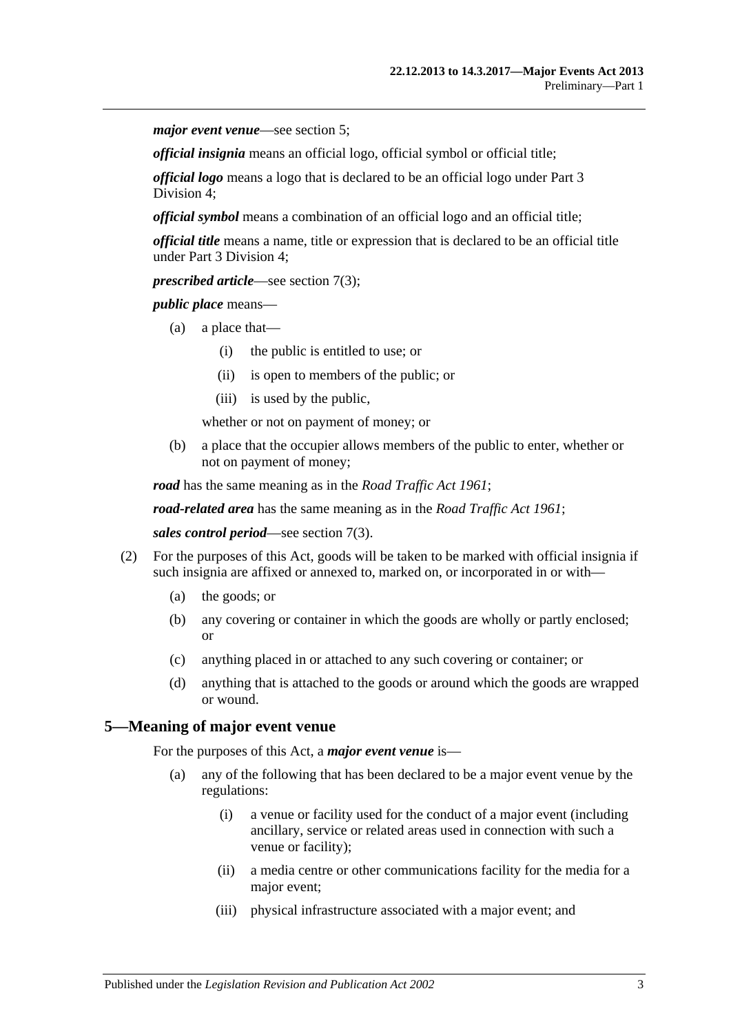***major event venue***—see section 5;

***official insignia*** means an official logo, official symbol or official title;

***official logo*** means a logo that is declared to be an official logo under Part 3 Division 4;

***official symbol*** means a combination of an official logo and an official title;

***official title*** means a name, title or expression that is declared to be an official title under Part 3 Division 4;

***prescribed article***—see section 7(3);

***public place*** means—

(a) a place that—

(i) the public is entitled to use; or

(ii) is open to members of the public; or

(iii) is used by the public,

whether or not on payment of money; or

(b) a place that the occupier allows members of the public to enter, whether or not on payment of money;

***road*** has the same meaning as in the *Road Traffic Act 1961*;

***road-related area*** has the same meaning as in the *Road Traffic Act 1961*;

***sales control period***—see section 7(3).

(2) For the purposes of this Act, goods will be taken to be marked with official insignia if such insignia are affixed or annexed to, marked on, or incorporated in or with—

(a) the goods; or

(b) any covering or container in which the goods are wholly or partly enclosed; or

(c) anything placed in or attached to any such covering or container; or

(d) anything that is attached to the goods or around which the goods are wrapped or wound.

## 5—Meaning of major event venue

For the purposes of this Act, a ***major event venue*** is—

(a) any of the following that has been declared to be a major event venue by the regulations:

(i) a venue or facility used for the conduct of a major event (including ancillary, service or related areas used in connection with such a venue or facility);

(ii) a media centre or other communications facility for the media for a major event;

(iii) physical infrastructure associated with a major event; and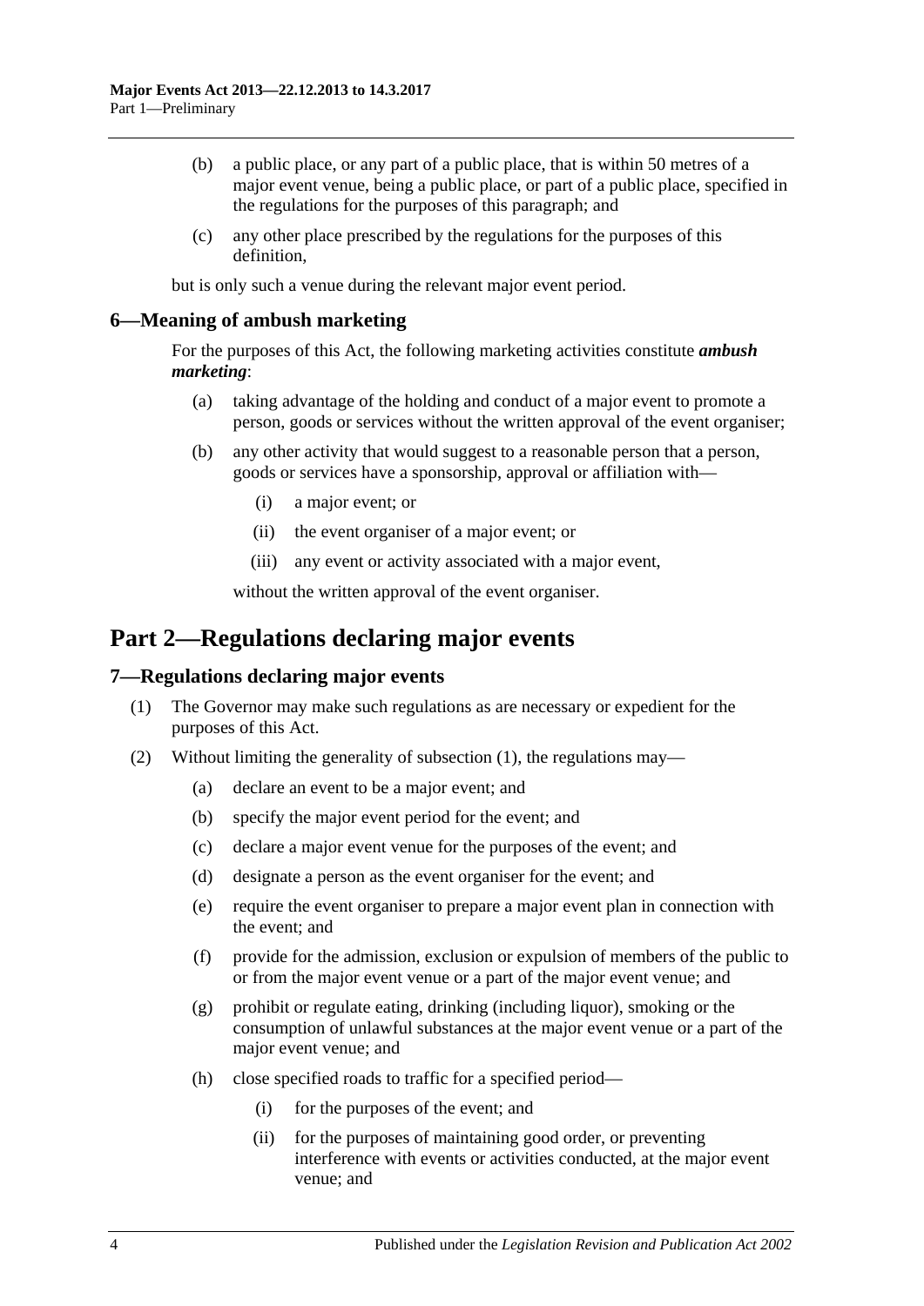(b) a public place, or any part of a public place, that is within 50 metres of a major event venue, being a public place, or part of a public place, specified in the regulations for the purposes of this paragraph; and

(c) any other place prescribed by the regulations for the purposes of this definition,

but is only such a venue during the relevant major event period.

### 6—Meaning of ambush marketing

For the purposes of this Act, the following marketing activities constitute ***ambush marketing***:

(a) taking advantage of the holding and conduct of a major event to promote a person, goods or services without the written approval of the event organiser;

(b) any other activity that would suggest to a reasonable person that a person, goods or services have a sponsorship, approval or affiliation with—

(i) a major event; or

(ii) the event organiser of a major event; or

(iii) any event or activity associated with a major event,

without the written approval of the event organiser.

## Part 2—Regulations declaring major events

### 7—Regulations declaring major events

(1) The Governor may make such regulations as are necessary or expedient for the purposes of this Act.

(2) Without limiting the generality of subsection (1), the regulations may—

(a) declare an event to be a major event; and

(b) specify the major event period for the event; and

(c) declare a major event venue for the purposes of the event; and

(d) designate a person as the event organiser for the event; and

(e) require the event organiser to prepare a major event plan in connection with the event; and

(f) provide for the admission, exclusion or expulsion of members of the public to or from the major event venue or a part of the major event venue; and

(g) prohibit or regulate eating, drinking (including liquor), smoking or the consumption of unlawful substances at the major event venue or a part of the major event venue; and

(h) close specified roads to traffic for a specified period—

(i) for the purposes of the event; and

(ii) for the purposes of maintaining good order, or preventing interference with events or activities conducted, at the major event venue; and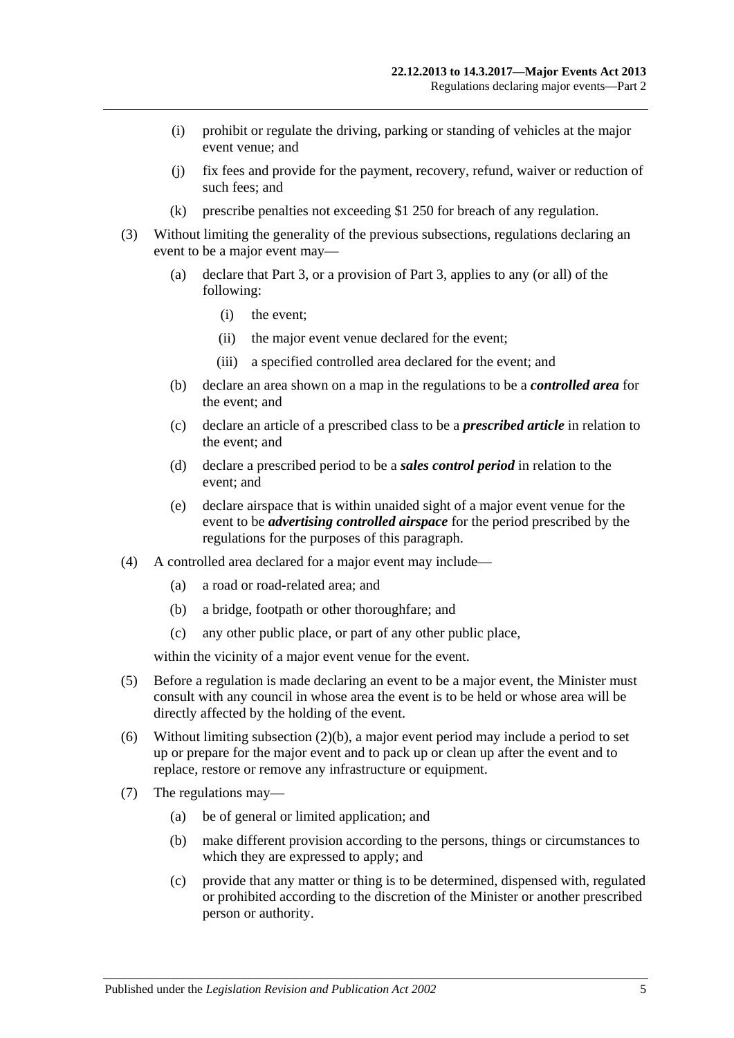(i) prohibit or regulate the driving, parking or standing of vehicles at the major event venue; and

(j) fix fees and provide for the payment, recovery, refund, waiver or reduction of such fees; and

(k) prescribe penalties not exceeding $1 250 for breach of any regulation.

(3) Without limiting the generality of the previous subsections, regulations declaring an event to be a major event may—

(a) declare that Part 3, or a provision of Part 3, applies to any (or all) of the following:

(i) the event;

(ii) the major event venue declared for the event;

(iii) a specified controlled area declared for the event; and

(b) declare an area shown on a map in the regulations to be a ***controlled area*** for the event; and

(c) declare an article of a prescribed class to be a ***prescribed article*** in relation to the event; and

(d) declare a prescribed period to be a ***sales control period*** in relation to the event; and

(e) declare airspace that is within unaided sight of a major event venue for the event to be ***advertising controlled airspace*** for the period prescribed by the regulations for the purposes of this paragraph.

(4) A controlled area declared for a major event may include—

(a) a road or road-related area; and

(b) a bridge, footpath or other thoroughfare; and

(c) any other public place, or part of any other public place,

within the vicinity of a major event venue for the event.

(5) Before a regulation is made declaring an event to be a major event, the Minister must consult with any council in whose area the event is to be held or whose area will be directly affected by the holding of the event.

(6) Without limiting subsection (2)(b), a major event period may include a period to set up or prepare for the major event and to pack up or clean up after the event and to replace, restore or remove any infrastructure or equipment.

(7) The regulations may—

(a) be of general or limited application; and

(b) make different provision according to the persons, things or circumstances to which they are expressed to apply; and

(c) provide that any matter or thing is to be determined, dispensed with, regulated or prohibited according to the discretion of the Minister or another prescribed person or authority.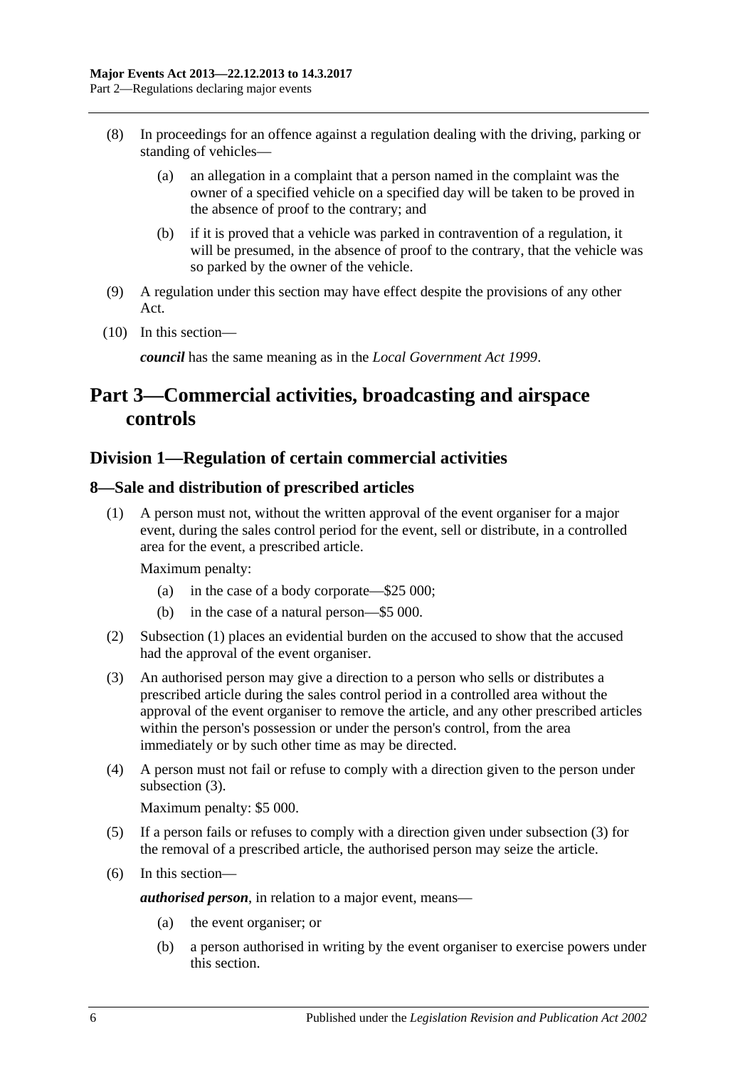(8) In proceedings for an offence against a regulation dealing with the driving, parking or standing of vehicles—

(a) an allegation in a complaint that a person named in the complaint was the owner of a specified vehicle on a specified day will be taken to be proved in the absence of proof to the contrary; and

(b) if it is proved that a vehicle was parked in contravention of a regulation, it will be presumed, in the absence of proof to the contrary, that the vehicle was so parked by the owner of the vehicle.

(9) A regulation under this section may have effect despite the provisions of any other Act.

(10) In this section—

***council*** has the same meaning as in the *Local Government Act 1999*.

# Part 3—Commercial activities, broadcasting and airspace controls

## Division 1—Regulation of certain commercial activities

### 8—Sale and distribution of prescribed articles

(1) A person must not, without the written approval of the event organiser for a major event, during the sales control period for the event, sell or distribute, in a controlled area for the event, a prescribed article.

Maximum penalty:

(a) in the case of a body corporate—$25 000;

(b) in the case of a natural person—$5 000.

(2) Subsection (1) places an evidential burden on the accused to show that the accused had the approval of the event organiser.

(3) An authorised person may give a direction to a person who sells or distributes a prescribed article during the sales control period in a controlled area without the approval of the event organiser to remove the article, and any other prescribed articles within the person's possession or under the person's control, from the area immediately or by such other time as may be directed.

(4) A person must not fail or refuse to comply with a direction given to the person under subsection (3).

Maximum penalty: $5 000.

(5) If a person fails or refuses to comply with a direction given under subsection (3) for the removal of a prescribed article, the authorised person may seize the article.

(6) In this section—

***authorised person***, in relation to a major event, means—

(a) the event organiser; or

(b) a person authorised in writing by the event organiser to exercise powers under this section.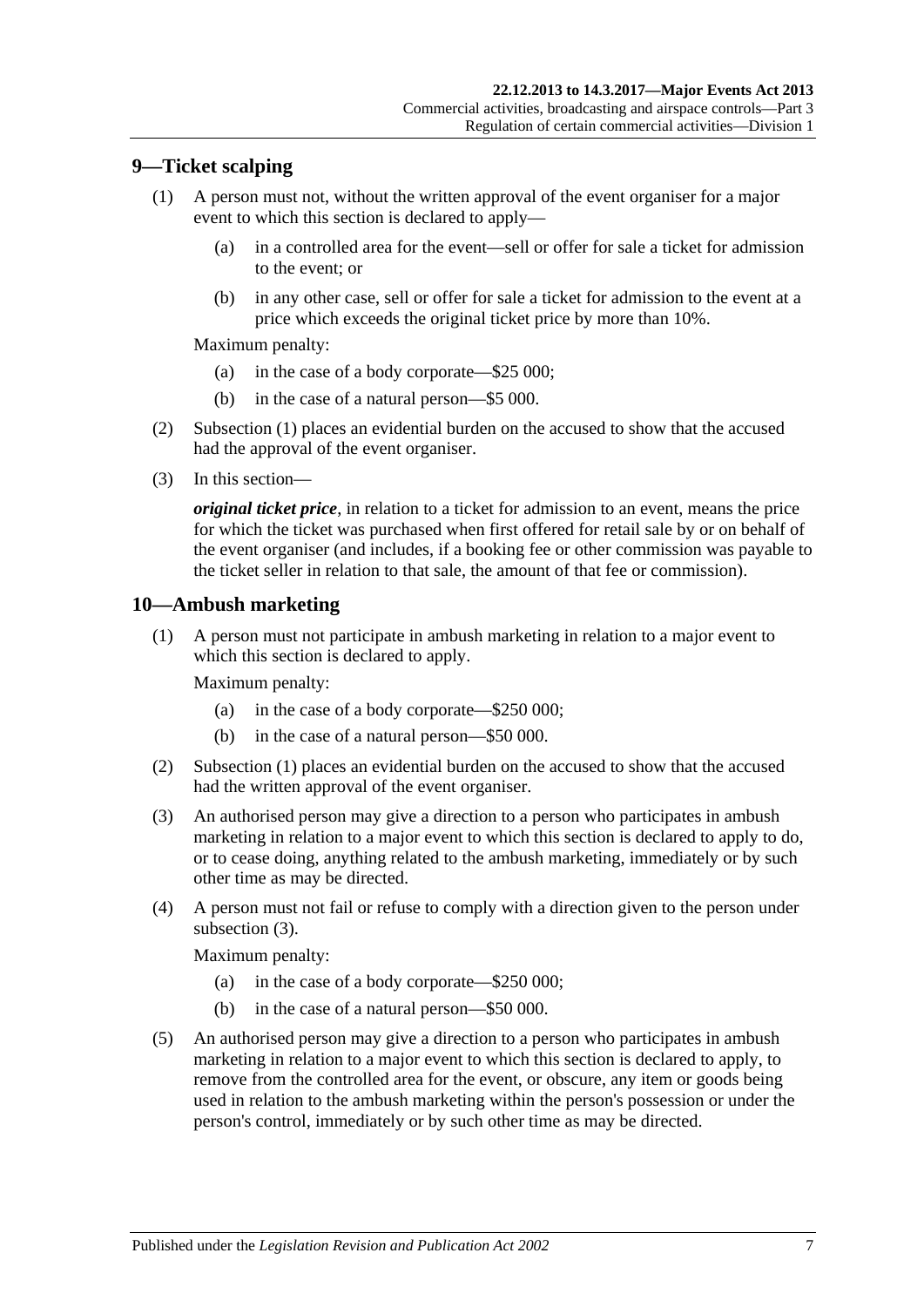## 9—Ticket scalping

(1) A person must not, without the written approval of the event organiser for a major event to which this section is declared to apply—

  (a) in a controlled area for the event—sell or offer for sale a ticket for admission to the event; or

  (b) in any other case, sell or offer for sale a ticket for admission to the event at a price which exceeds the original ticket price by more than 10%.

Maximum penalty:

  (a) in the case of a body corporate—$25 000;

  (b) in the case of a natural person—$5 000.

(2) Subsection (1) places an evidential burden on the accused to show that the accused had the approval of the event organiser.

(3) In this section—

***original ticket price***, in relation to a ticket for admission to an event, means the price for which the ticket was purchased when first offered for retail sale by or on behalf of the event organiser (and includes, if a booking fee or other commission was payable to the ticket seller in relation to that sale, the amount of that fee or commission).

## 10—Ambush marketing

(1) A person must not participate in ambush marketing in relation to a major event to which this section is declared to apply.

Maximum penalty:

  (a) in the case of a body corporate—$250 000;

  (b) in the case of a natural person—$50 000.

(2) Subsection (1) places an evidential burden on the accused to show that the accused had the written approval of the event organiser.

(3) An authorised person may give a direction to a person who participates in ambush marketing in relation to a major event to which this section is declared to apply to do, or to cease doing, anything related to the ambush marketing, immediately or by such other time as may be directed.

(4) A person must not fail or refuse to comply with a direction given to the person under subsection (3).

Maximum penalty:

  (a) in the case of a body corporate—$250 000;

  (b) in the case of a natural person—$50 000.

(5) An authorised person may give a direction to a person who participates in ambush marketing in relation to a major event to which this section is declared to apply, to remove from the controlled area for the event, or obscure, any item or goods being used in relation to the ambush marketing within the person's possession or under the person's control, immediately or by such other time as may be directed.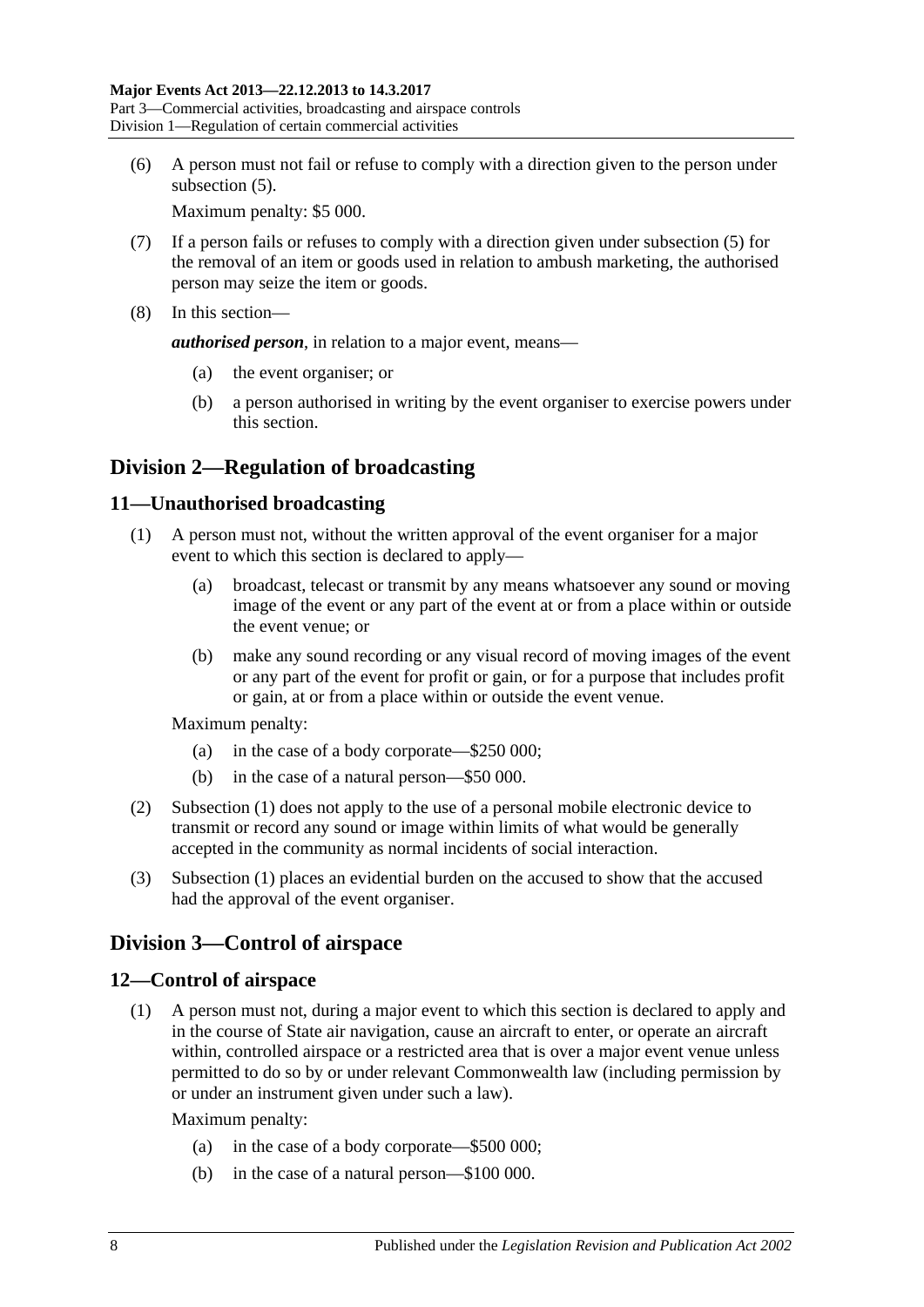(6) A person must not fail or refuse to comply with a direction given to the person under subsection (5).

Maximum penalty: $5 000.

(7) If a person fails or refuses to comply with a direction given under subsection (5) for the removal of an item or goods used in relation to ambush marketing, the authorised person may seize the item or goods.

(8) In this section—

***authorised person***, in relation to a major event, means—

(a) the event organiser; or

(b) a person authorised in writing by the event organiser to exercise powers under this section.

## Division 2—Regulation of broadcasting

### 11—Unauthorised broadcasting

(1) A person must not, without the written approval of the event organiser for a major event to which this section is declared to apply—

(a) broadcast, telecast or transmit by any means whatsoever any sound or moving image of the event or any part of the event at or from a place within or outside the event venue; or

(b) make any sound recording or any visual record of moving images of the event or any part of the event for profit or gain, or for a purpose that includes profit or gain, at or from a place within or outside the event venue.

Maximum penalty:

(a) in the case of a body corporate—$250 000;

(b) in the case of a natural person—$50 000.

(2) Subsection (1) does not apply to the use of a personal mobile electronic device to transmit or record any sound or image within limits of what would be generally accepted in the community as normal incidents of social interaction.

(3) Subsection (1) places an evidential burden on the accused to show that the accused had the approval of the event organiser.

## Division 3—Control of airspace

### 12—Control of airspace

(1) A person must not, during a major event to which this section is declared to apply and in the course of State air navigation, cause an aircraft to enter, or operate an aircraft within, controlled airspace or a restricted area that is over a major event venue unless permitted to do so by or under relevant Commonwealth law (including permission by or under an instrument given under such a law).

Maximum penalty:

(a) in the case of a body corporate—$500 000;

(b) in the case of a natural person—$100 000.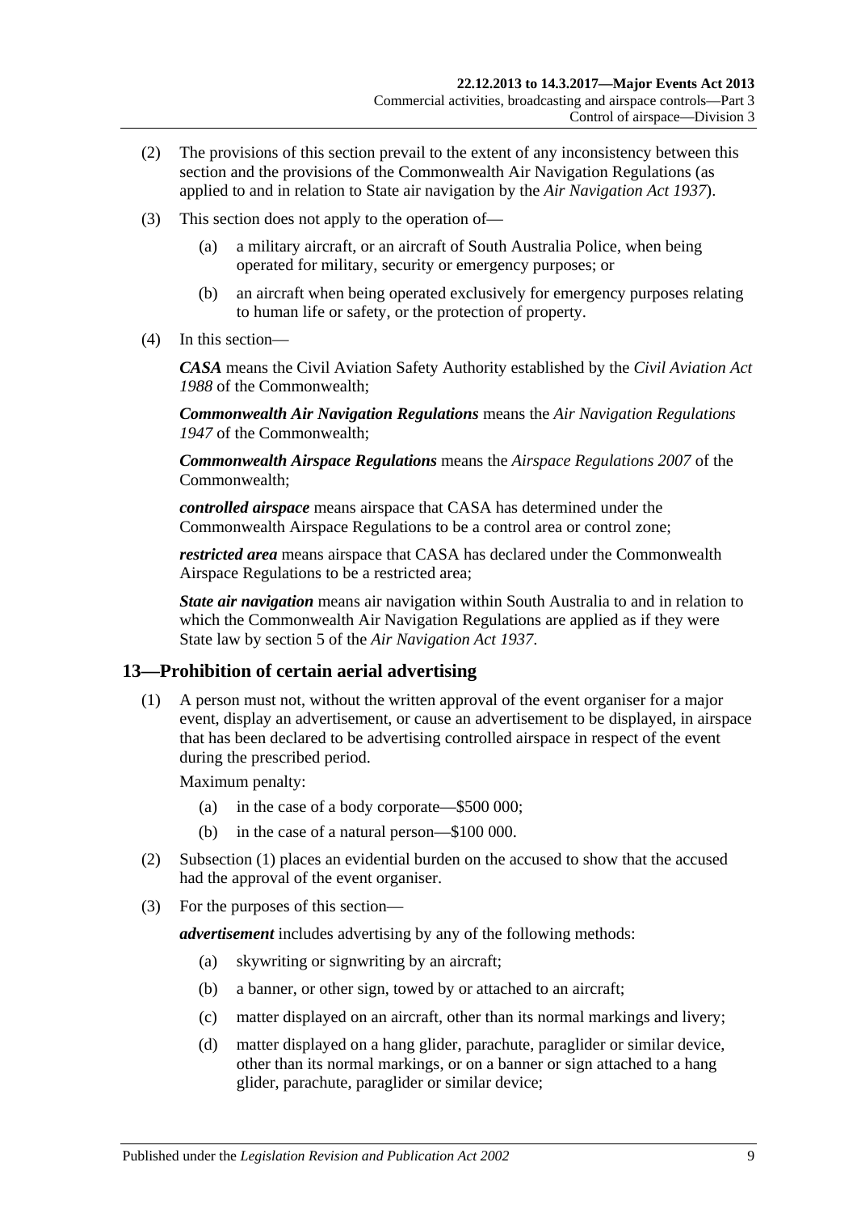(2) The provisions of this section prevail to the extent of any inconsistency between this section and the provisions of the Commonwealth Air Navigation Regulations (as applied to and in relation to State air navigation by the *Air Navigation Act 1937*).

(3) This section does not apply to the operation of—

(a) a military aircraft, or an aircraft of South Australia Police, when being operated for military, security or emergency purposes; or

(b) an aircraft when being operated exclusively for emergency purposes relating to human life or safety, or the protection of property.

(4) In this section—

***CASA*** means the Civil Aviation Safety Authority established by the *Civil Aviation Act 1988* of the Commonwealth;

***Commonwealth Air Navigation Regulations*** means the *Air Navigation Regulations 1947* of the Commonwealth;

***Commonwealth Airspace Regulations*** means the *Airspace Regulations 2007* of the Commonwealth;

***controlled airspace*** means airspace that CASA has determined under the Commonwealth Airspace Regulations to be a control area or control zone;

***restricted area*** means airspace that CASA has declared under the Commonwealth Airspace Regulations to be a restricted area;

***State air navigation*** means air navigation within South Australia to and in relation to which the Commonwealth Air Navigation Regulations are applied as if they were State law by section 5 of the *Air Navigation Act 1937*.

## 13—Prohibition of certain aerial advertising

(1) A person must not, without the written approval of the event organiser for a major event, display an advertisement, or cause an advertisement to be displayed, in airspace that has been declared to be advertising controlled airspace in respect of the event during the prescribed period.

Maximum penalty:

(a) in the case of a body corporate—$500 000;

(b) in the case of a natural person—$100 000.

(2) Subsection (1) places an evidential burden on the accused to show that the accused had the approval of the event organiser.

(3) For the purposes of this section—

***advertisement*** includes advertising by any of the following methods:

(a) skywriting or signwriting by an aircraft;

(b) a banner, or other sign, towed by or attached to an aircraft;

(c) matter displayed on an aircraft, other than its normal markings and livery;

(d) matter displayed on a hang glider, parachute, paraglider or similar device, other than its normal markings, or on a banner or sign attached to a hang glider, parachute, paraglider or similar device;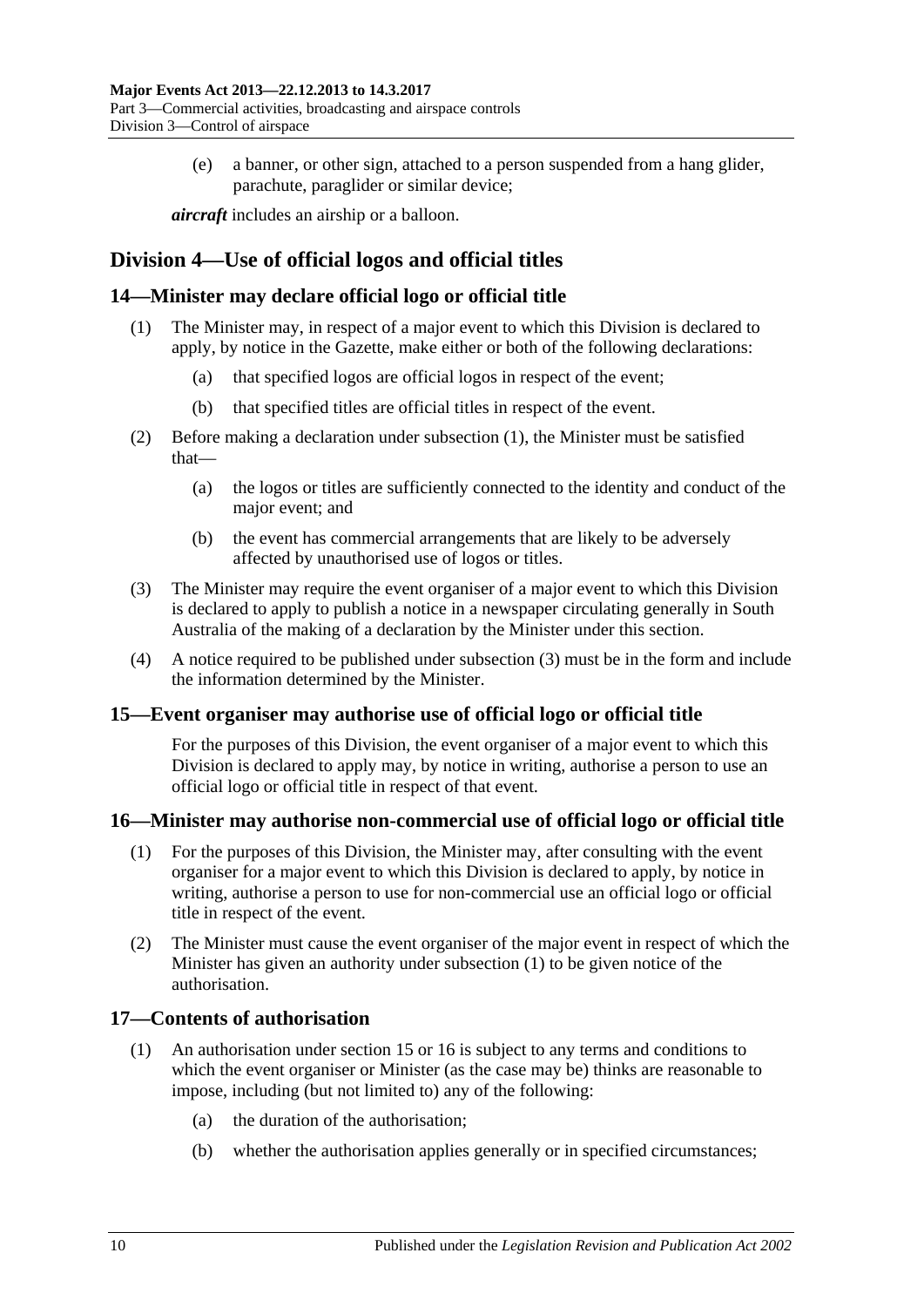(e) a banner, or other sign, attached to a person suspended from a hang glider, parachute, paraglider or similar device;

***aircraft*** includes an airship or a balloon.

## Division 4—Use of official logos and official titles

### 14—Minister may declare official logo or official title

(1) The Minister may, in respect of a major event to which this Division is declared to apply, by notice in the Gazette, make either or both of the following declarations:

(a) that specified logos are official logos in respect of the event;

(b) that specified titles are official titles in respect of the event.

(2) Before making a declaration under subsection (1), the Minister must be satisfied that—

(a) the logos or titles are sufficiently connected to the identity and conduct of the major event; and

(b) the event has commercial arrangements that are likely to be adversely affected by unauthorised use of logos or titles.

(3) The Minister may require the event organiser of a major event to which this Division is declared to apply to publish a notice in a newspaper circulating generally in South Australia of the making of a declaration by the Minister under this section.

(4) A notice required to be published under subsection (3) must be in the form and include the information determined by the Minister.

### 15—Event organiser may authorise use of official logo or official title

For the purposes of this Division, the event organiser of a major event to which this Division is declared to apply may, by notice in writing, authorise a person to use an official logo or official title in respect of that event.

### 16—Minister may authorise non-commercial use of official logo or official title

(1) For the purposes of this Division, the Minister may, after consulting with the event organiser for a major event to which this Division is declared to apply, by notice in writing, authorise a person to use for non-commercial use an official logo or official title in respect of the event.

(2) The Minister must cause the event organiser of the major event in respect of which the Minister has given an authority under subsection (1) to be given notice of the authorisation.

### 17—Contents of authorisation

(1) An authorisation under section 15 or 16 is subject to any terms and conditions to which the event organiser or Minister (as the case may be) thinks are reasonable to impose, including (but not limited to) any of the following:

(a) the duration of the authorisation;

(b) whether the authorisation applies generally or in specified circumstances;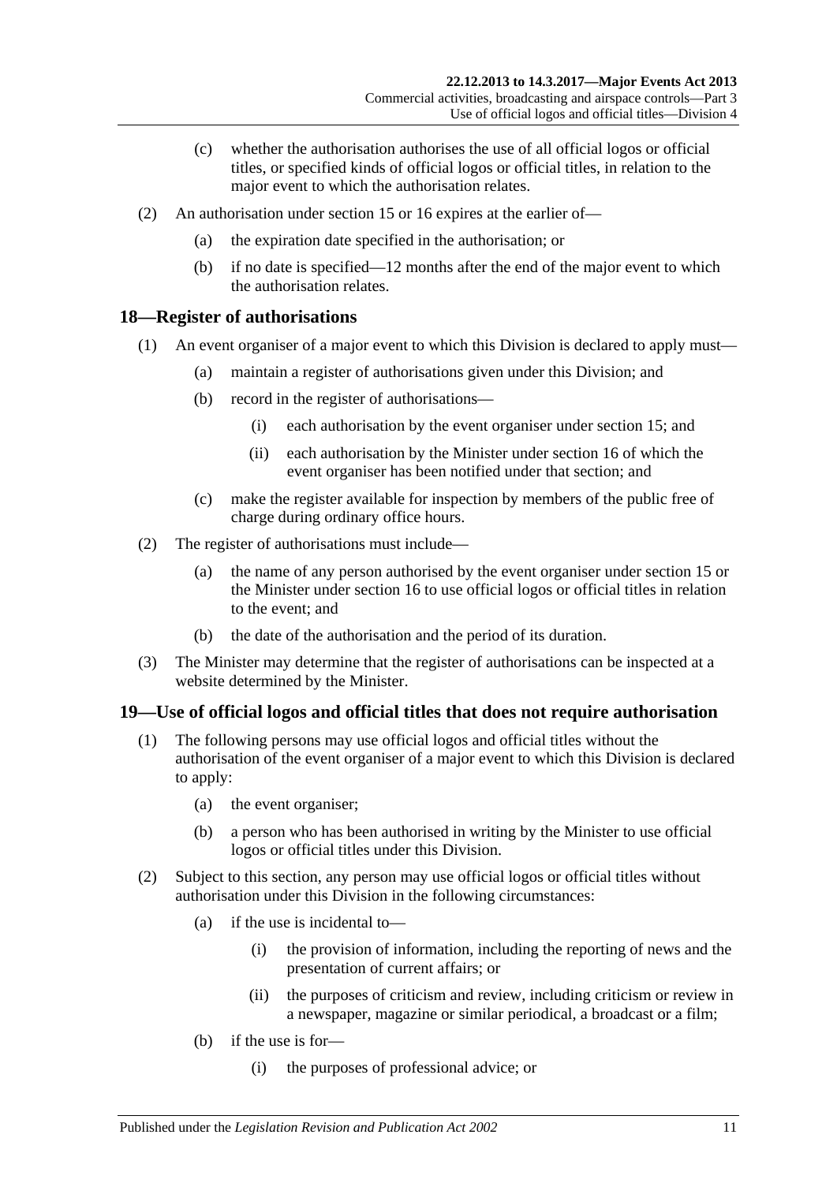(c) whether the authorisation authorises the use of all official logos or official titles, or specified kinds of official logos or official titles, in relation to the major event to which the authorisation relates.

(2) An authorisation under section 15 or 16 expires at the earlier of—

(a) the expiration date specified in the authorisation; or

(b) if no date is specified—12 months after the end of the major event to which the authorisation relates.

## 18—Register of authorisations

(1) An event organiser of a major event to which this Division is declared to apply must—

(a) maintain a register of authorisations given under this Division; and

(b) record in the register of authorisations—

(i) each authorisation by the event organiser under section 15; and

(ii) each authorisation by the Minister under section 16 of which the event organiser has been notified under that section; and

(c) make the register available for inspection by members of the public free of charge during ordinary office hours.

(2) The register of authorisations must include—

(a) the name of any person authorised by the event organiser under section 15 or the Minister under section 16 to use official logos or official titles in relation to the event; and

(b) the date of the authorisation and the period of its duration.

(3) The Minister may determine that the register of authorisations can be inspected at a website determined by the Minister.

## 19—Use of official logos and official titles that does not require authorisation

(1) The following persons may use official logos and official titles without the authorisation of the event organiser of a major event to which this Division is declared to apply:

(a) the event organiser;

(b) a person who has been authorised in writing by the Minister to use official logos or official titles under this Division.

(2) Subject to this section, any person may use official logos or official titles without authorisation under this Division in the following circumstances:

(a) if the use is incidental to—

(i) the provision of information, including the reporting of news and the presentation of current affairs; or

(ii) the purposes of criticism and review, including criticism or review in a newspaper, magazine or similar periodical, a broadcast or a film;

(b) if the use is for—

(i) the purposes of professional advice; or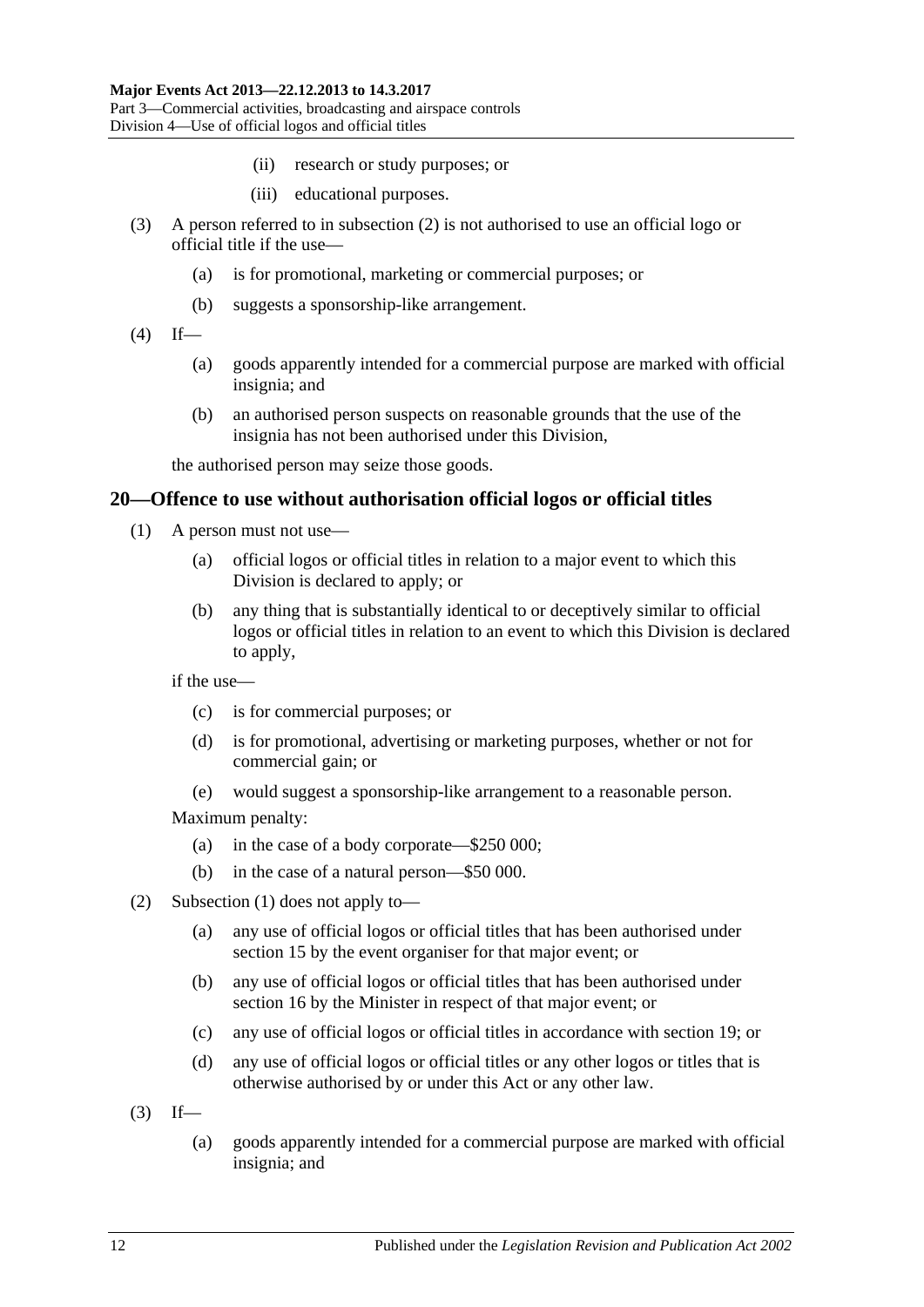(ii) research or study purposes; or

(iii) educational purposes.

(3) A person referred to in subsection (2) is not authorised to use an official logo or official title if the use—

(a) is for promotional, marketing or commercial purposes; or

(b) suggests a sponsorship-like arrangement.

(4) If—

(a) goods apparently intended for a commercial purpose are marked with official insignia; and

(b) an authorised person suspects on reasonable grounds that the use of the insignia has not been authorised under this Division,

the authorised person may seize those goods.

## 20—Offence to use without authorisation official logos or official titles

(1) A person must not use—

(a) official logos or official titles in relation to a major event to which this Division is declared to apply; or

(b) any thing that is substantially identical to or deceptively similar to official logos or official titles in relation to an event to which this Division is declared to apply,

if the use—

(c) is for commercial purposes; or

(d) is for promotional, advertising or marketing purposes, whether or not for commercial gain; or

(e) would suggest a sponsorship-like arrangement to a reasonable person.

Maximum penalty:

(a) in the case of a body corporate—$250 000;

(b) in the case of a natural person—$50 000.

(2) Subsection (1) does not apply to—

(a) any use of official logos or official titles that has been authorised under section 15 by the event organiser for that major event; or

(b) any use of official logos or official titles that has been authorised under section 16 by the Minister in respect of that major event; or

(c) any use of official logos or official titles in accordance with section 19; or

(d) any use of official logos or official titles or any other logos or titles that is otherwise authorised by or under this Act or any other law.

(3) If—

(a) goods apparently intended for a commercial purpose are marked with official insignia; and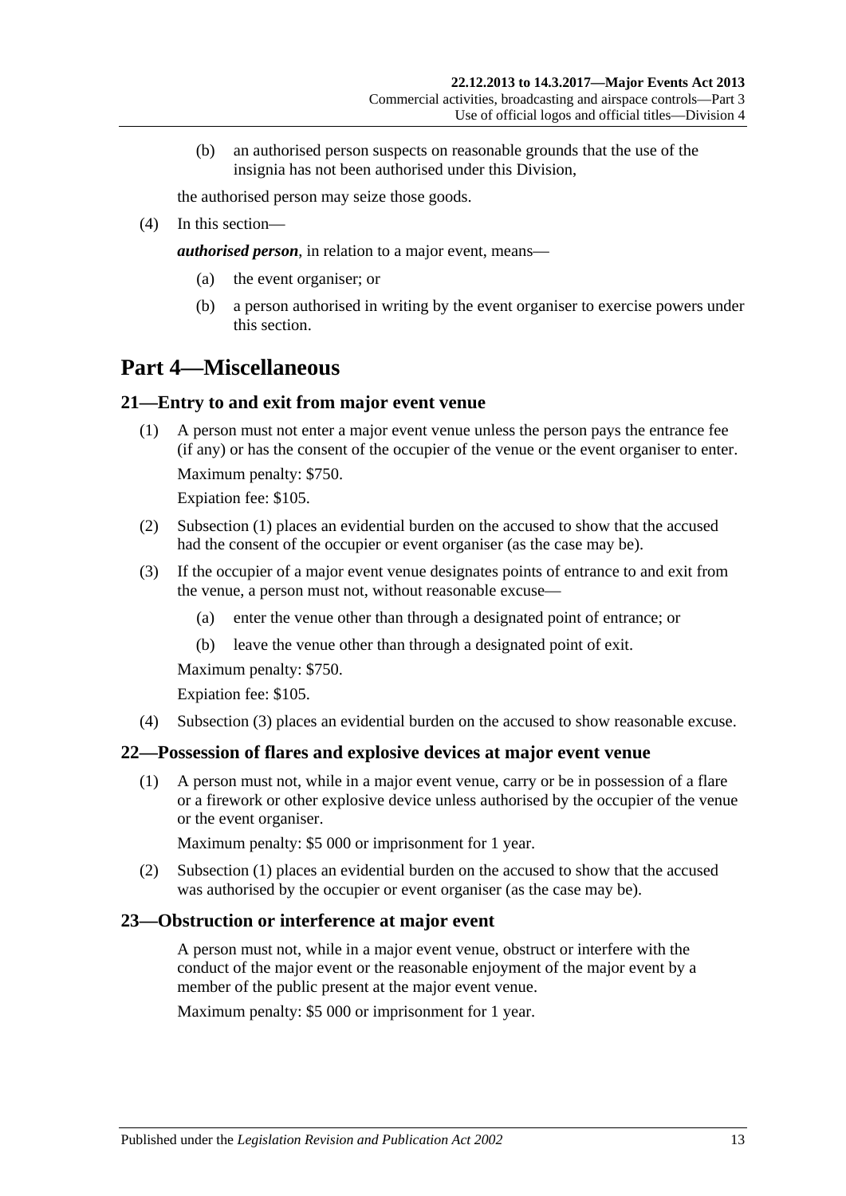(b) an authorised person suspects on reasonable grounds that the use of the insignia has not been authorised under this Division,

the authorised person may seize those goods.

(4) In this section—

***authorised person***, in relation to a major event, means—

(a) the event organiser; or

(b) a person authorised in writing by the event organiser to exercise powers under this section.

# Part 4—Miscellaneous

## 21—Entry to and exit from major event venue

(1) A person must not enter a major event venue unless the person pays the entrance fee (if any) or has the consent of the occupier of the venue or the event organiser to enter.

Maximum penalty: $750.

Expiation fee: $105.

(2) Subsection (1) places an evidential burden on the accused to show that the accused had the consent of the occupier or event organiser (as the case may be).

(3) If the occupier of a major event venue designates points of entrance to and exit from the venue, a person must not, without reasonable excuse—

(a) enter the venue other than through a designated point of entrance; or

(b) leave the venue other than through a designated point of exit.

Maximum penalty: $750.

Expiation fee: $105.

(4) Subsection (3) places an evidential burden on the accused to show reasonable excuse.

## 22—Possession of flares and explosive devices at major event venue

(1) A person must not, while in a major event venue, carry or be in possession of a flare or a firework or other explosive device unless authorised by the occupier of the venue or the event organiser.

Maximum penalty: $5 000 or imprisonment for 1 year.

(2) Subsection (1) places an evidential burden on the accused to show that the accused was authorised by the occupier or event organiser (as the case may be).

## 23—Obstruction or interference at major event

A person must not, while in a major event venue, obstruct or interfere with the conduct of the major event or the reasonable enjoyment of the major event by a member of the public present at the major event venue.

Maximum penalty: $5 000 or imprisonment for 1 year.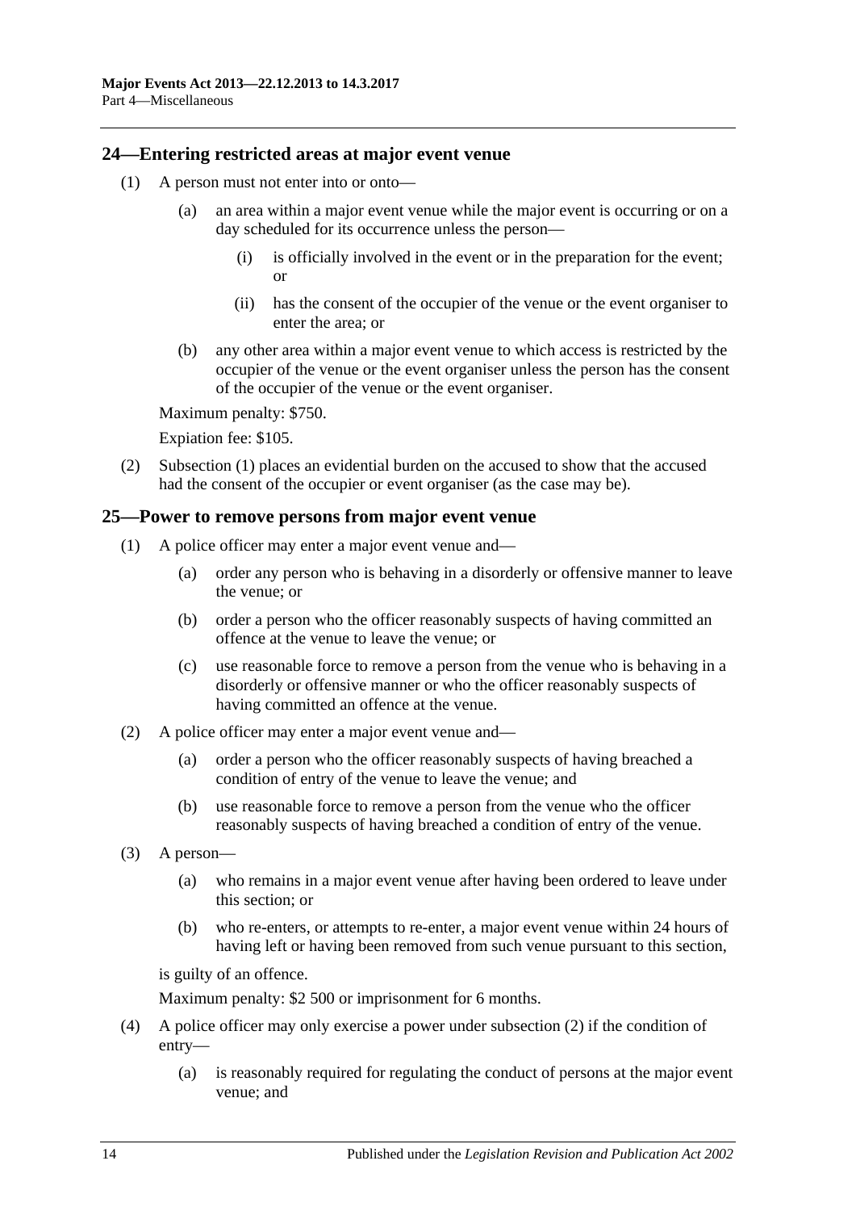## 24—Entering restricted areas at major event venue

(1) A person must not enter into or onto—

(a) an area within a major event venue while the major event is occurring or on a day scheduled for its occurrence unless the person—

(i) is officially involved in the event or in the preparation for the event; or

(ii) has the consent of the occupier of the venue or the event organiser to enter the area; or

(b) any other area within a major event venue to which access is restricted by the occupier of the venue or the event organiser unless the person has the consent of the occupier of the venue or the event organiser.

Maximum penalty: $750.

Expiation fee: $105.

(2) Subsection (1) places an evidential burden on the accused to show that the accused had the consent of the occupier or event organiser (as the case may be).

## 25—Power to remove persons from major event venue

(1) A police officer may enter a major event venue and—

(a) order any person who is behaving in a disorderly or offensive manner to leave the venue; or

(b) order a person who the officer reasonably suspects of having committed an offence at the venue to leave the venue; or

(c) use reasonable force to remove a person from the venue who is behaving in a disorderly or offensive manner or who the officer reasonably suspects of having committed an offence at the venue.

(2) A police officer may enter a major event venue and—

(a) order a person who the officer reasonably suspects of having breached a condition of entry of the venue to leave the venue; and

(b) use reasonable force to remove a person from the venue who the officer reasonably suspects of having breached a condition of entry of the venue.

(3) A person—

(a) who remains in a major event venue after having been ordered to leave under this section; or

(b) who re-enters, or attempts to re-enter, a major event venue within 24 hours of having left or having been removed from such venue pursuant to this section,

is guilty of an offence.

Maximum penalty: $2 500 or imprisonment for 6 months.

(4) A police officer may only exercise a power under subsection (2) if the condition of entry—

(a) is reasonably required for regulating the conduct of persons at the major event venue; and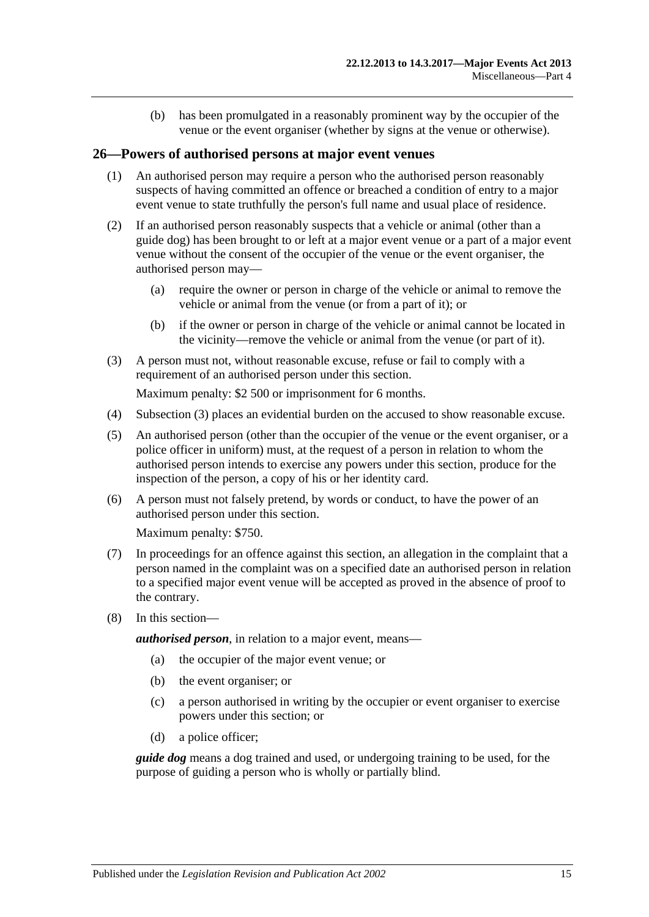(b) has been promulgated in a reasonably prominent way by the occupier of the venue or the event organiser (whether by signs at the venue or otherwise).

## 26—Powers of authorised persons at major event venues

(1) An authorised person may require a person who the authorised person reasonably suspects of having committed an offence or breached a condition of entry to a major event venue to state truthfully the person's full name and usual place of residence.

(2) If an authorised person reasonably suspects that a vehicle or animal (other than a guide dog) has been brought to or left at a major event venue or a part of a major event venue without the consent of the occupier of the venue or the event organiser, the authorised person may—

(a) require the owner or person in charge of the vehicle or animal to remove the vehicle or animal from the venue (or from a part of it); or

(b) if the owner or person in charge of the vehicle or animal cannot be located in the vicinity—remove the vehicle or animal from the venue (or part of it).

(3) A person must not, without reasonable excuse, refuse or fail to comply with a requirement of an authorised person under this section.

Maximum penalty: $2 500 or imprisonment for 6 months.

(4) Subsection (3) places an evidential burden on the accused to show reasonable excuse.

(5) An authorised person (other than the occupier of the venue or the event organiser, or a police officer in uniform) must, at the request of a person in relation to whom the authorised person intends to exercise any powers under this section, produce for the inspection of the person, a copy of his or her identity card.

(6) A person must not falsely pretend, by words or conduct, to have the power of an authorised person under this section.

Maximum penalty: $750.

(7) In proceedings for an offence against this section, an allegation in the complaint that a person named in the complaint was on a specified date an authorised person in relation to a specified major event venue will be accepted as proved in the absence of proof to the contrary.

(8) In this section—

***authorised person***, in relation to a major event, means—

(a) the occupier of the major event venue; or

(b) the event organiser; or

(c) a person authorised in writing by the occupier or event organiser to exercise powers under this section; or

(d) a police officer;

***guide dog*** means a dog trained and used, or undergoing training to be used, for the purpose of guiding a person who is wholly or partially blind.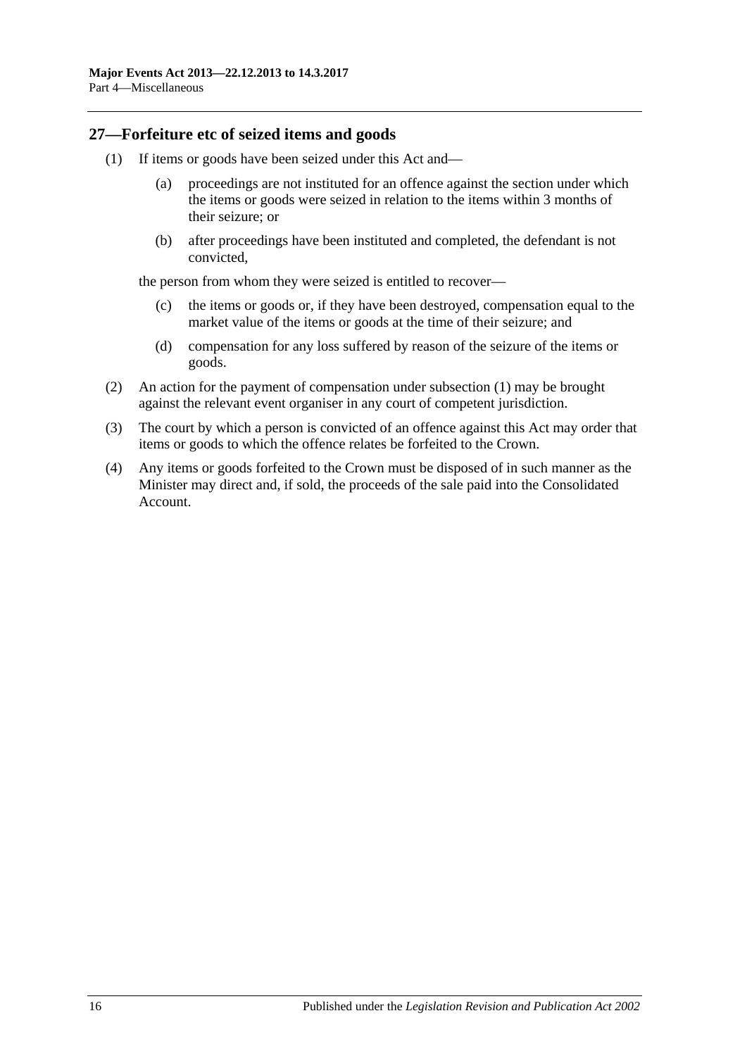## 27—Forfeiture etc of seized items and goods

(1) If items or goods have been seized under this Act and—

(a) proceedings are not instituted for an offence against the section under which the items or goods were seized in relation to the items within 3 months of their seizure; or

(b) after proceedings have been instituted and completed, the defendant is not convicted,

the person from whom they were seized is entitled to recover—

(c) the items or goods or, if they have been destroyed, compensation equal to the market value of the items or goods at the time of their seizure; and

(d) compensation for any loss suffered by reason of the seizure of the items or goods.

(2) An action for the payment of compensation under subsection (1) may be brought against the relevant event organiser in any court of competent jurisdiction.

(3) The court by which a person is convicted of an offence against this Act may order that items or goods to which the offence relates be forfeited to the Crown.

(4) Any items or goods forfeited to the Crown must be disposed of in such manner as the Minister may direct and, if sold, the proceeds of the sale paid into the Consolidated Account.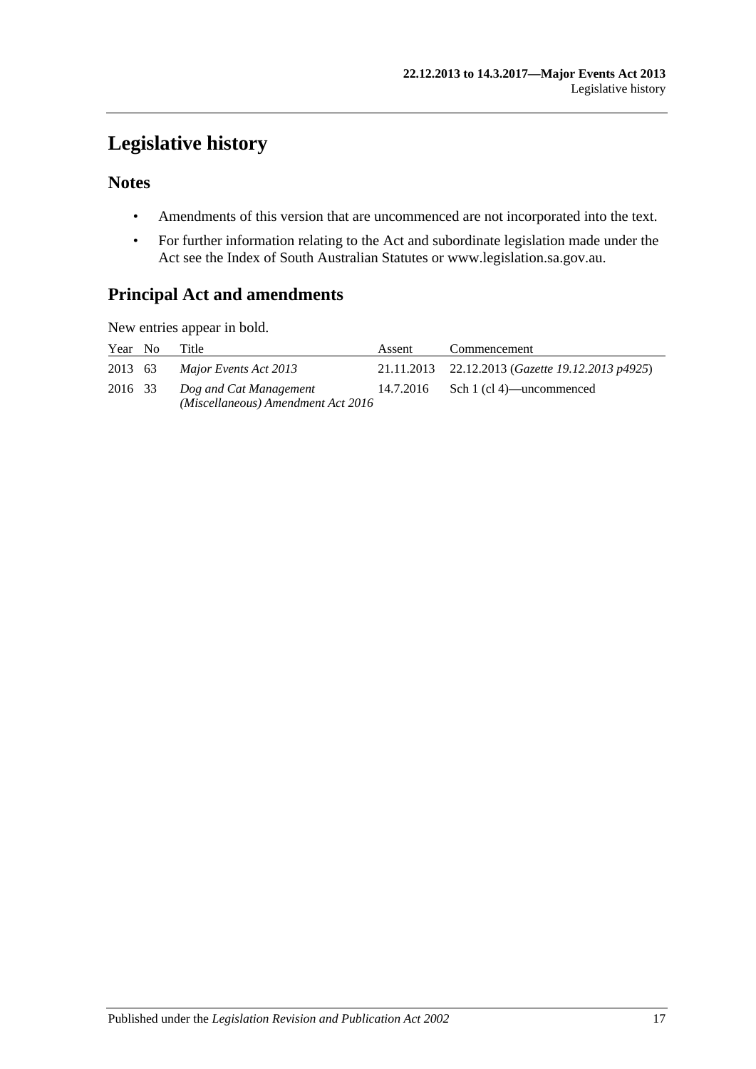# Legislative history

## Notes

- Amendments of this version that are uncommenced are not incorporated into the text.
- For further information relating to the Act and subordinate legislation made under the Act see the Index of South Australian Statutes or www.legislation.sa.gov.au.

## Principal Act and amendments

New entries appear in bold.

| Year | No | Title | Assent | Commencement |
|---|---|---|---|---|
| 2013 | 63 | *Major Events Act 2013* | 21.11.2013 | 22.12.2013 (*Gazette 19.12.2013 p4925*) |
| 2016 | 33 | *Dog and Cat Management (Miscellaneous) Amendment Act 2016* | 14.7.2016 | Sch 1 (cl 4)—uncommenced |